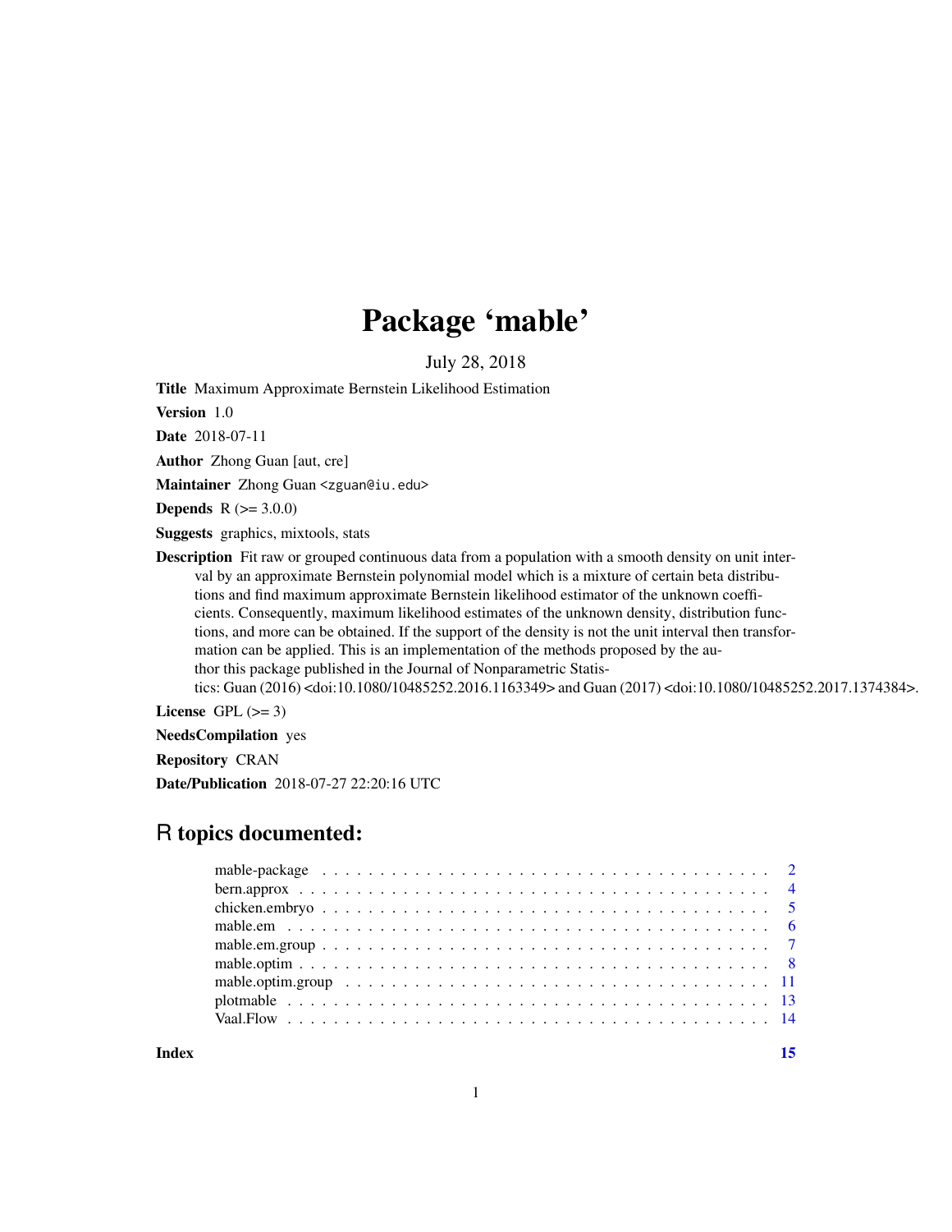# Package 'mable'

July 28, 2018

**Title** Maximum Approximate Bernstein Likelihood Estimation

**Version** 1.0

**Date** 2018-07-11

**Author** Zhong Guan [aut, cre]

**Maintainer** Zhong Guan <zguan@iu.edu>

**Depends** R (>= 3.0.0)

**Suggests** graphics, mixtools, stats

**Description** Fit raw or grouped continuous data from a population with a smooth density on unit interval by an approximate Bernstein polynomial model which is a mixture of certain beta distributions and find maximum approximate Bernstein likelihood estimator of the unknown coefficients. Consequently, maximum likelihood estimates of the unknown density, distribution functions, and more can be obtained. If the support of the density is not the unit interval then transformation can be applied. This is an implementation of the methods proposed by the author this package published in the Journal of Nonparametric Statistics: Guan (2016) <doi:10.1080/10485252.2016.1163349> and Guan (2017) <doi:10.1080/10485252.2017.1374384>.

**License** GPL (>= 3)

**NeedsCompilation** yes

**Repository** CRAN

**Date/Publication** 2018-07-27 22:20:16 UTC

## R topics documented:

| | |
|---|---|
| mable-package | 2 |
| bern.approx | 4 |
| chicken.embryo | 5 |
| mable.em | 6 |
| mable.em.group | 7 |
| mable.optim | 8 |
| mable.optim.group | 11 |
| plotmable | 13 |
| Vaal.Flow | 14 |
| **Index** | **15** |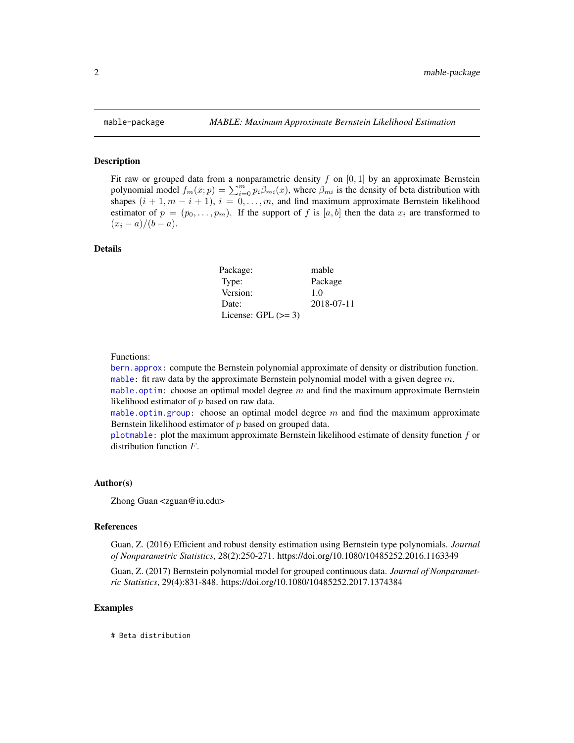# mable-package — *MABLE: Maximum Approximate Bernstein Likelihood Estimation*

## Description

Fit raw or grouped data from a nonparametric density $f$ on $[0, 1]$ by an approximate Bernstein polynomial model $f_m(x; p) = \sum_{i=0}^{m} p_i \beta_{mi}(x)$, where $\beta_{mi}$ is the density of beta distribution with shapes $(i + 1, m - i + 1)$, $i = 0, \ldots, m$, and find maximum approximate Bernstein likelihood estimator of $p = (p_0, \ldots, p_m)$. If the support of $f$ is $[a, b]$ then the data $x_i$ are transformed to $(x_i - a)/(b - a)$.

## Details

| | |
|---|---|
| Package: | mable |
| Type: | Package |
| Version: | 1.0 |
| Date: | 2018-07-11 |
| License: GPL (>= 3) | |

Functions:

`bern.approx`: compute the Bernstein polynomial approximate of density or distribution function.
`mable`: fit raw data by the approximate Bernstein polynomial model with a given degree $m$.
`mable.optim`: choose an optimal model degree $m$ and find the maximum approximate Bernstein likelihood estimator of $p$ based on raw data.
`mable.optim.group`: choose an optimal model degree $m$ and find the maximum approximate Bernstein likelihood estimator of $p$ based on grouped data.
`plotmable`: plot the maximum approximate Bernstein likelihood estimate of density function $f$ or distribution function $F$.

## Author(s)

Zhong Guan <zguan@iu.edu>

## References

Guan, Z. (2016) Efficient and robust density estimation using Bernstein type polynomials. *Journal of Nonparametric Statistics*, 28(2):250-271. https://doi.org/10.1080/10485252.2016.1163349

Guan, Z. (2017) Bernstein polynomial model for grouped continuous data. *Journal of Nonparametric Statistics*, 29(4):831-848. https://doi.org/10.1080/10485252.2017.1374384

## Examples

```
# Beta distribution
```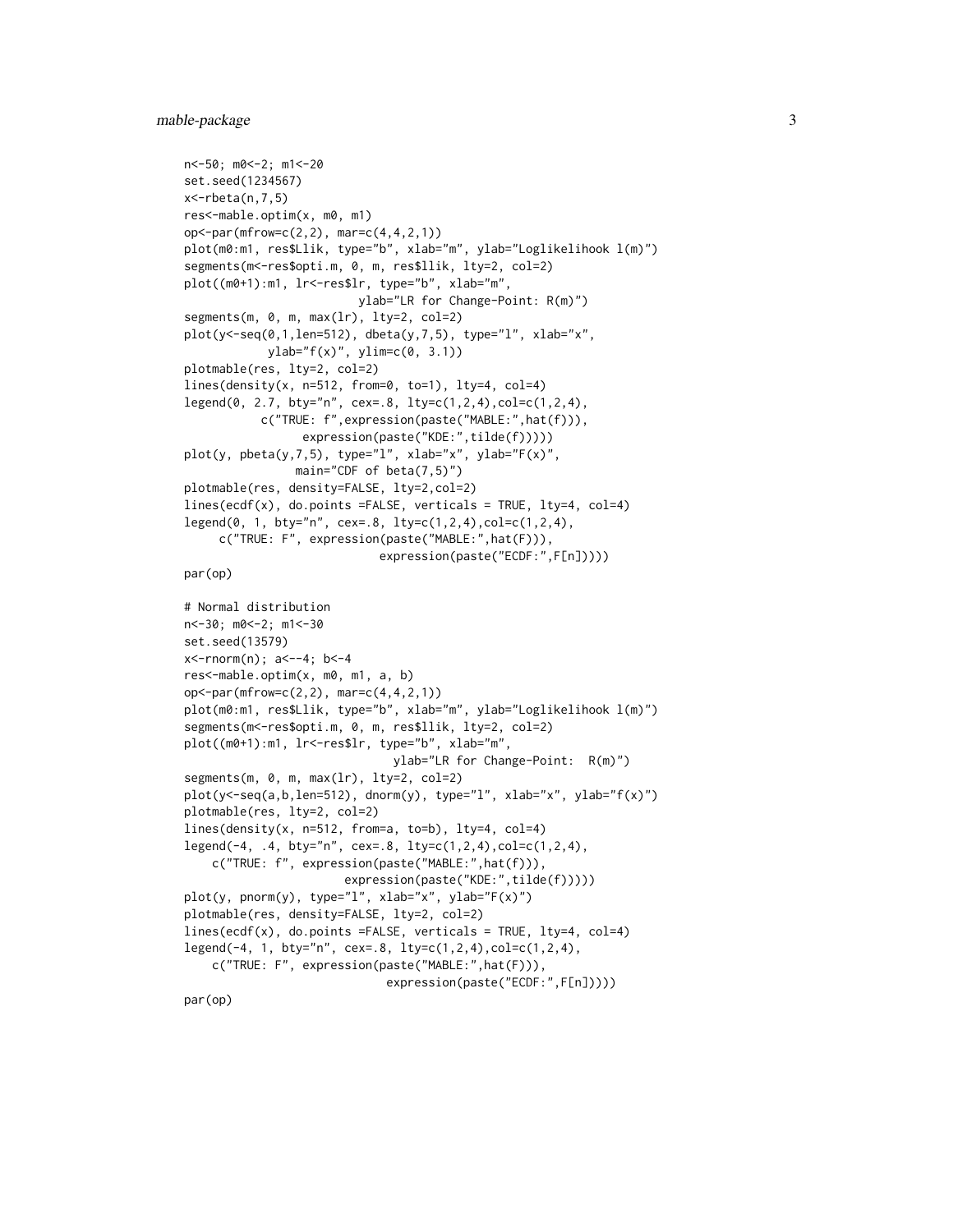```
n<-50; m0<-2; m1<-20
set.seed(1234567)
x<-rbeta(n,7,5)
res<-mable.optim(x, m0, m1)
op<-par(mfrow=c(2,2), mar=c(4,4,2,1))
plot(m0:m1, res$Llik, type="b", xlab="m", ylab="Loglikelihook l(m)")
segments(m<-res$opti.m, 0, m, res$llik, lty=2, col=2)
plot((m0+1):m1, lr<-res$lr, type="b", xlab="m",
                           ylab="LR for Change-Point: R(m)")
segments(m, 0, m, max(lr), lty=2, col=2)
plot(y<-seq(0,1,len=512), dbeta(y,7,5), type="l", xlab="x",
            ylab="f(x)", ylim=c(0, 3.1))
plotmable(res, lty=2, col=2)
lines(density(x, n=512, from=0, to=1), lty=4, col=4)
legend(0, 2.7, bty="n", cex=.8, lty=c(1,2,4),col=c(1,2,4),
           c("TRUE: f",expression(paste("MABLE:",hat(f))),
                 expression(paste("KDE:",tilde(f)))))
plot(y, pbeta(y,7,5), type="l", xlab="x", ylab="F(x)",
               main="CDF of beta(7,5)")
plotmable(res, density=FALSE, lty=2,col=2)
lines(ecdf(x), do.points =FALSE, verticals = TRUE, lty=4, col=4)
legend(0, 1, bty="n", cex=.8, lty=c(1,2,4),col=c(1,2,4),
     c("TRUE: F", expression(paste("MABLE:",hat(F))),
                              expression(paste("ECDF:",F[n]))))
par(op)

# Normal distribution
n<-30; m0<-2; m1<-30
set.seed(13579)
x<-rnorm(n); a<--4; b<-4
res<-mable.optim(x, m0, m1, a, b)
op<-par(mfrow=c(2,2), mar=c(4,4,2,1))
plot(m0:m1, res$Llik, type="b", xlab="m", ylab="Loglikelihook l(m)")
segments(m<-res$opti.m, 0, m, res$llik, lty=2, col=2)
plot((m0+1):m1, lr<-res$lr, type="b", xlab="m",
                                ylab="LR for Change-Point:  R(m)")
segments(m, 0, m, max(lr), lty=2, col=2)
plot(y<-seq(a,b,len=512), dnorm(y), type="l", xlab="x", ylab="f(x)")
plotmable(res, lty=2, col=2)
lines(density(x, n=512, from=a, to=b), lty=4, col=4)
legend(-4, .4, bty="n", cex=.8, lty=c(1,2,4),col=c(1,2,4),
    c("TRUE: f", expression(paste("MABLE:",hat(f))),
                      expression(paste("KDE:",tilde(f)))))
plot(y, pnorm(y), type="l", xlab="x", ylab="F(x)")
plotmable(res, density=FALSE, lty=2, col=2)
lines(ecdf(x), do.points =FALSE, verticals = TRUE, lty=4, col=4)
legend(-4, 1, bty="n", cex=.8, lty=c(1,2,4),col=c(1,2,4),
    c("TRUE: F", expression(paste("MABLE:",hat(F))),
                               expression(paste("ECDF:",F[n]))))
par(op)
```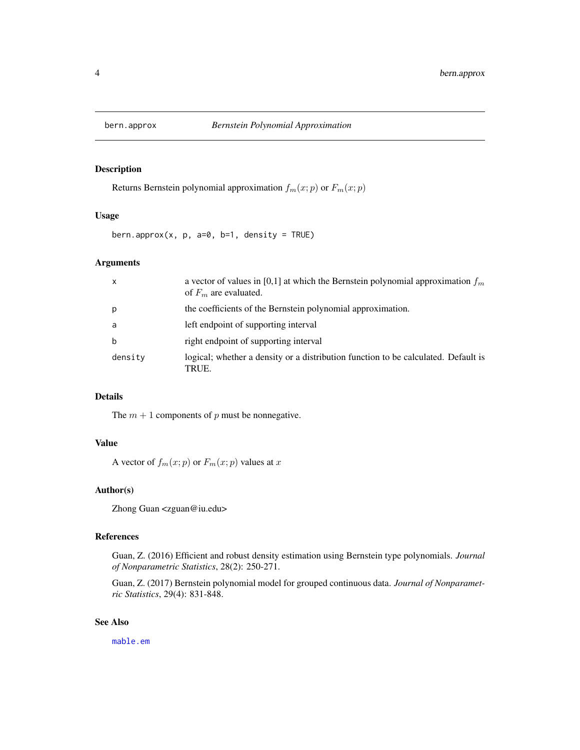# bern.approx — *Bernstein Polynomial Approximation*

## Description

Returns Bernstein polynomial approximation $f_m(x;p)$ or $F_m(x;p)$

## Usage

```
bern.approx(x, p, a=0, b=1, density = TRUE)
```

## Arguments

| | |
|---|---|
| x | a vector of values in [0,1] at which the Bernstein polynomial approximation $f_m$ of $F_m$ are evaluated. |
| p | the coefficients of the Bernstein polynomial approximation. |
| a | left endpoint of supporting interval |
| b | right endpoint of supporting interval |
| density | logical; whether a density or a distribution function to be calculated. Default is TRUE. |

## Details

The $m+1$ components of $p$ must be nonnegative.

## Value

A vector of $f_m(x;p)$ or $F_m(x;p)$ values at $x$

## Author(s)

Zhong Guan <zguan@iu.edu>

## References

Guan, Z. (2016) Efficient and robust density estimation using Bernstein type polynomials. *Journal of Nonparametric Statistics*, 28(2): 250-271.

Guan, Z. (2017) Bernstein polynomial model for grouped continuous data. *Journal of Nonparametric Statistics*, 29(4): 831-848.

## See Also

mable.em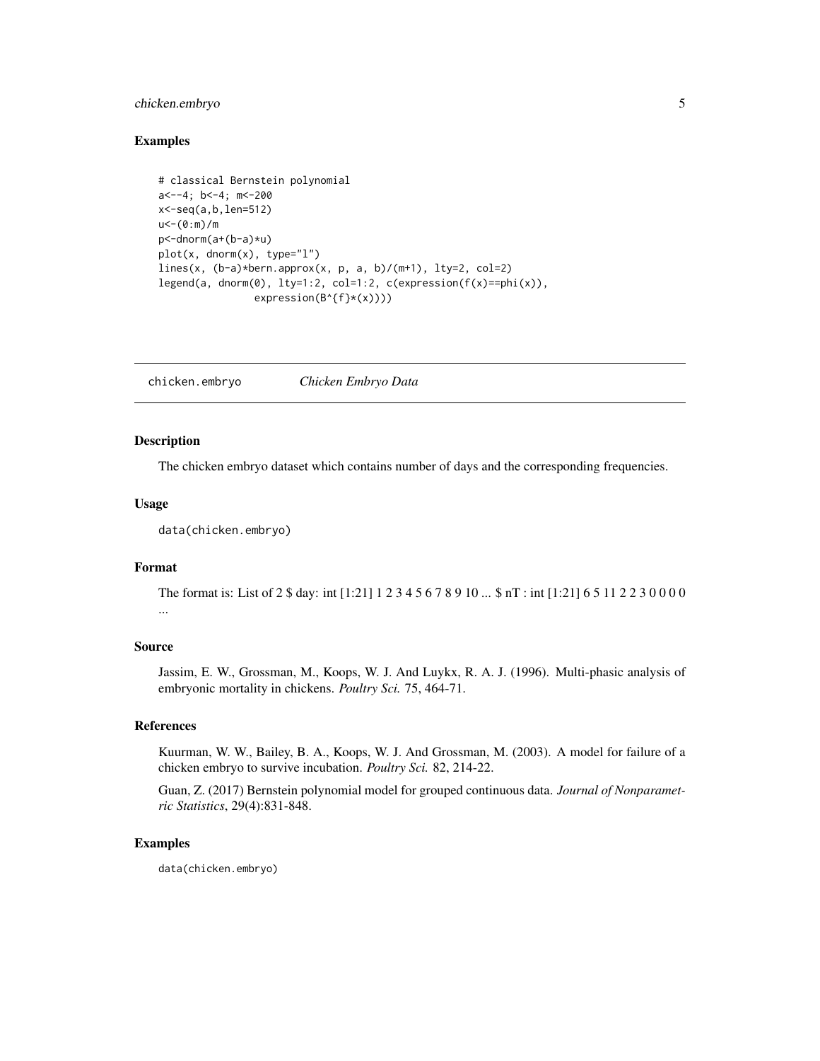### Examples

```
# classical Bernstein polynomial
a<--4; b<-4; m<-200
x<-seq(a,b,len=512)
u<-(0:m)/m
p<-dnorm(a+(b-a)*u)
plot(x, dnorm(x), type="l")
lines(x, (b-a)*bern.approx(x, p, a, b)/(m+1), lty=2, col=2)
legend(a, dnorm(0), lty=1:2, col=1:2, c(expression(f(x)==phi(x)),
               expression(B^{f}*(x))))
```

---

## chicken.embryo    *Chicken Embryo Data*

---

### Description

The chicken embryo dataset which contains number of days and the corresponding frequencies.

### Usage

```
data(chicken.embryo)
```

### Format

The format is: List of 2 $ day: int [1:21] 1 2 3 4 5 6 7 8 9 10 ... $ nT : int [1:21] 6 5 11 2 2 3 0 0 0 0 ...

### Source

Jassim, E. W., Grossman, M., Koops, W. J. And Luykx, R. A. J. (1996). Multi-phasic analysis of embryonic mortality in chickens. *Poultry Sci.* 75, 464-71.

### References

Kuurman, W. W., Bailey, B. A., Koops, W. J. And Grossman, M. (2003). A model for failure of a chicken embryo to survive incubation. *Poultry Sci.* 82, 214-22.

Guan, Z. (2017) Bernstein polynomial model for grouped continuous data. *Journal of Nonparametric Statistics*, 29(4):831-848.

### Examples

```
data(chicken.embryo)
```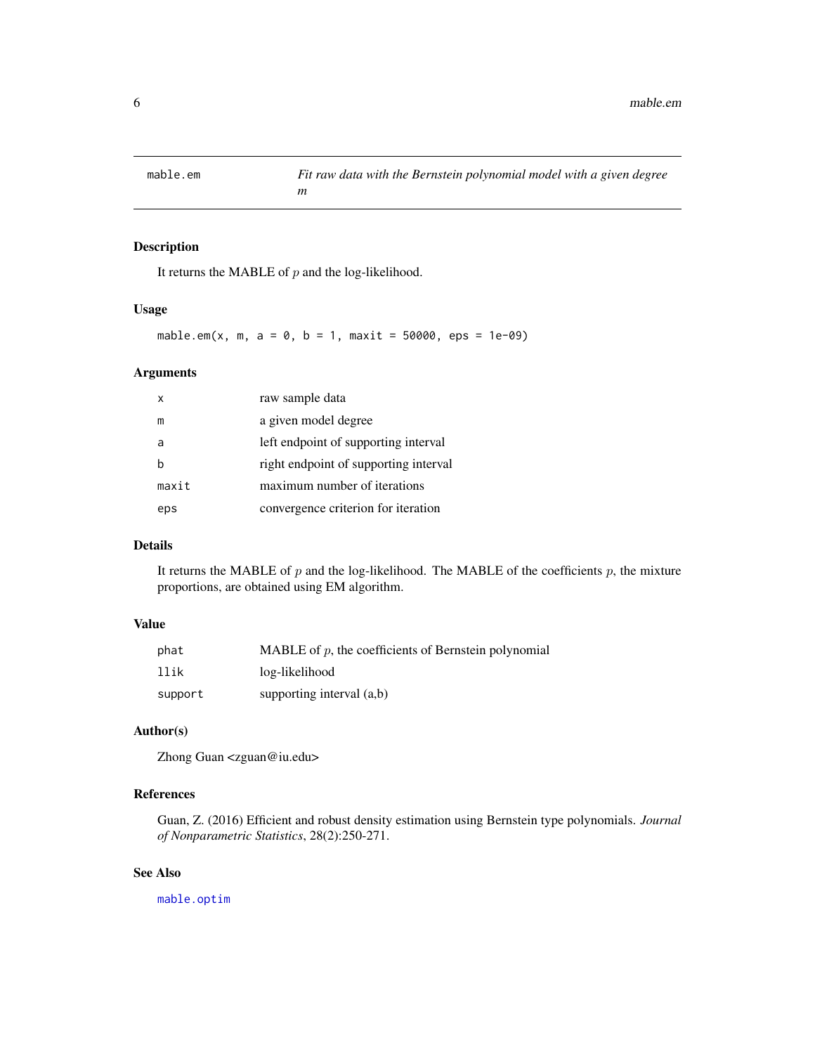# mable.em — *Fit raw data with the Bernstein polynomial model with a given degree m*

## Description

It returns the MABLE of $p$ and the log-likelihood.

## Usage

```
mable.em(x, m, a = 0, b = 1, maxit = 50000, eps = 1e-09)
```

## Arguments

| | |
|---|---|
| `x` | raw sample data |
| `m` | a given model degree |
| `a` | left endpoint of supporting interval |
| `b` | right endpoint of supporting interval |
| `maxit` | maximum number of iterations |
| `eps` | convergence criterion for iteration |

## Details

It returns the MABLE of $p$ and the log-likelihood. The MABLE of the coefficients $p$, the mixture proportions, are obtained using EM algorithm.

## Value

| | |
|---|---|
| `phat` | MABLE of $p$, the coefficients of Bernstein polynomial |
| `llik` | log-likelihood |
| `support` | supporting interval (a,b) |

## Author(s)

Zhong Guan <zguan@iu.edu>

## References

Guan, Z. (2016) Efficient and robust density estimation using Bernstein type polynomials. *Journal of Nonparametric Statistics*, 28(2):250-271.

## See Also

`mable.optim`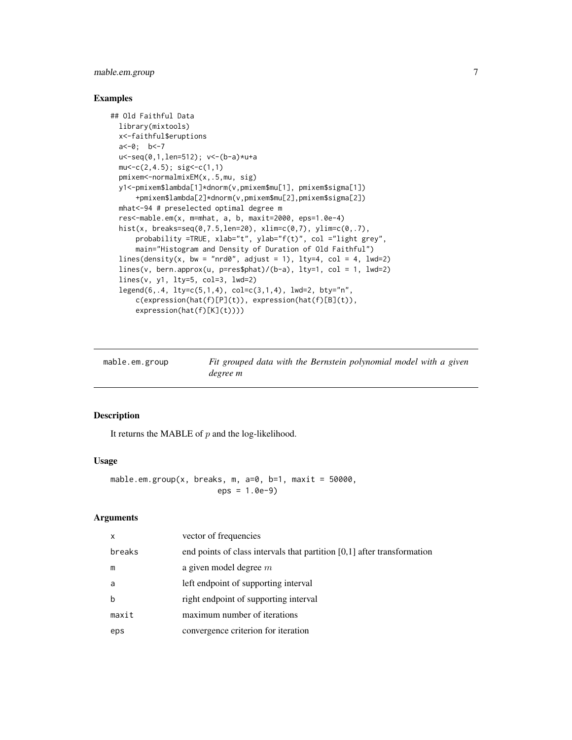### Examples

```
## Old Faithful Data
  library(mixtools)
  x<-faithful$eruptions
  a<-0;  b<-7
  u<-seq(0,1,len=512); v<-(b-a)*u+a
  mu<-c(2,4.5); sig<-c(1,1)
  pmixem<-normalmixEM(x,.5,mu, sig)
  y1<-pmixem$lambda[1]*dnorm(v,pmixem$mu[1], pmixem$sigma[1])
      +pmixem$lambda[2]*dnorm(v,pmixem$mu[2],pmixem$sigma[2])
  mhat<-94 # preselected optimal degree m
  res<-mable.em(x, m=mhat, a, b, maxit=2000, eps=1.0e-4)
  hist(x, breaks=seq(0,7.5,len=20), xlim=c(0,7), ylim=c(0,.7),
      probability =TRUE, xlab="t", ylab="f(t)", col ="light grey",
      main="Histogram and Density of Duration of Old Faithful")
  lines(density(x, bw = "nrd0", adjust = 1), lty=4, col = 4, lwd=2)
  lines(v, bern.approx(u, p=res$phat)/(b-a), lty=1, col = 1, lwd=2)
  lines(v, y1, lty=5, col=3, lwd=2)
  legend(6,.4, lty=c(5,1,4), col=c(3,1,4), lwd=2, bty="n",
      c(expression(hat(f)[P](t)), expression(hat(f)[B](t)),
      expression(hat(f)[K](t))))
```

---

## mable.em.group — *Fit grouped data with the Bernstein polynomial model with a given degree m*

---

### Description

It returns the MABLE of $p$ and the log-likelihood.

### Usage

```
mable.em.group(x, breaks, m, a=0, b=1, maxit = 50000,
                      eps = 1.0e-9)
```

### Arguments

| | |
|---|---|
| x | vector of frequencies |
| breaks | end points of class intervals that partition [0,1] after transformation |
| m | a given model degree $m$ |
| a | left endpoint of supporting interval |
| b | right endpoint of supporting interval |
| maxit | maximum number of iterations |
| eps | convergence criterion for iteration |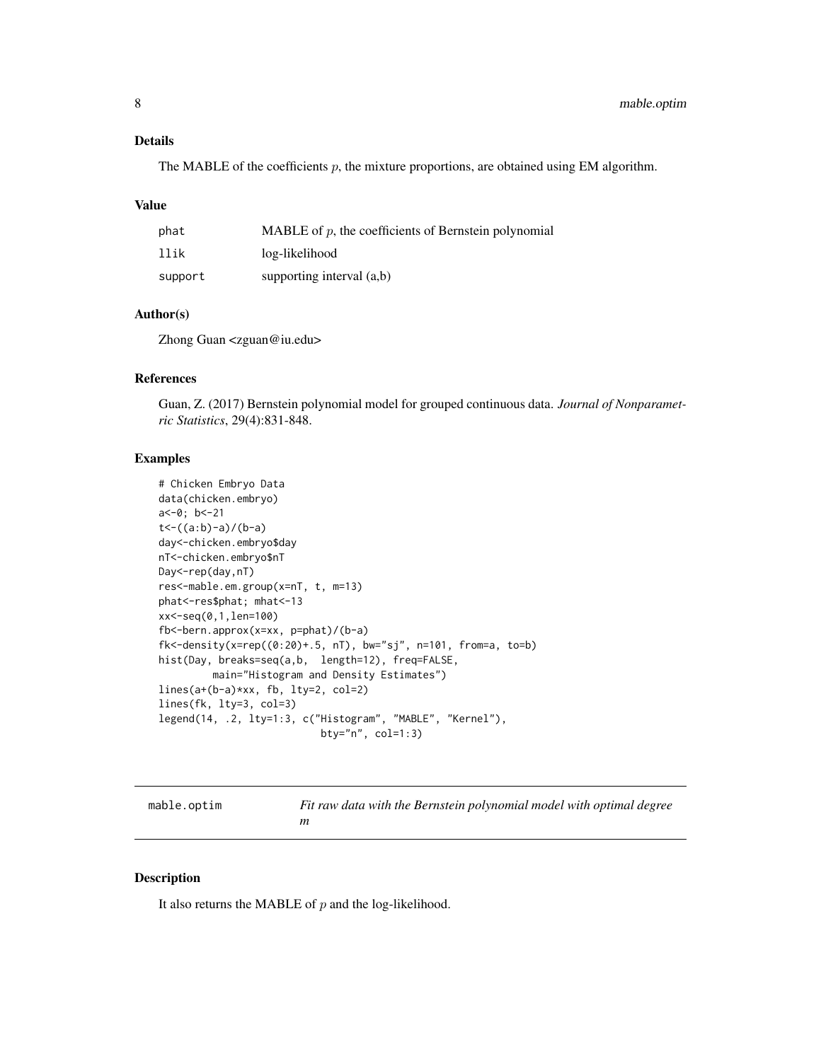### Details

The MABLE of the coefficients $p$, the mixture proportions, are obtained using EM algorithm.

### Value

| | |
|---|---|
| phat | MABLE of $p$, the coefficients of Bernstein polynomial |
| llik | log-likelihood |
| support | supporting interval (a,b) |

### Author(s)

Zhong Guan <zguan@iu.edu>

### References

Guan, Z. (2017) Bernstein polynomial model for grouped continuous data. *Journal of Nonparametric Statistics*, 29(4):831-848.

### Examples

```
# Chicken Embryo Data
data(chicken.embryo)
a<-0; b<-21
t<-((a:b)-a)/(b-a)
day<-chicken.embryo$day
nT<-chicken.embryo$nT
Day<-rep(day,nT)
res<-mable.em.group(x=nT, t, m=13)
phat<-res$phat; mhat<-13
xx<-seq(0,1,len=100)
fb<-bern.approx(x=xx, p=phat)/(b-a)
fk<-density(x=rep((0:20)+.5, nT), bw="sj", n=101, from=a, to=b)
hist(Day, breaks=seq(a,b,  length=12), freq=FALSE,
        main="Histogram and Density Estimates")
lines(a+(b-a)*xx, fb, lty=2, col=2)
lines(fk, lty=3, col=3)
legend(14, .2, lty=1:3, c("Histogram", "MABLE", "Kernel"),
                          bty="n", col=1:3)
```

---

## mable.optim — *Fit raw data with the Bernstein polynomial model with optimal degree m*

### Description

It also returns the MABLE of $p$ and the log-likelihood.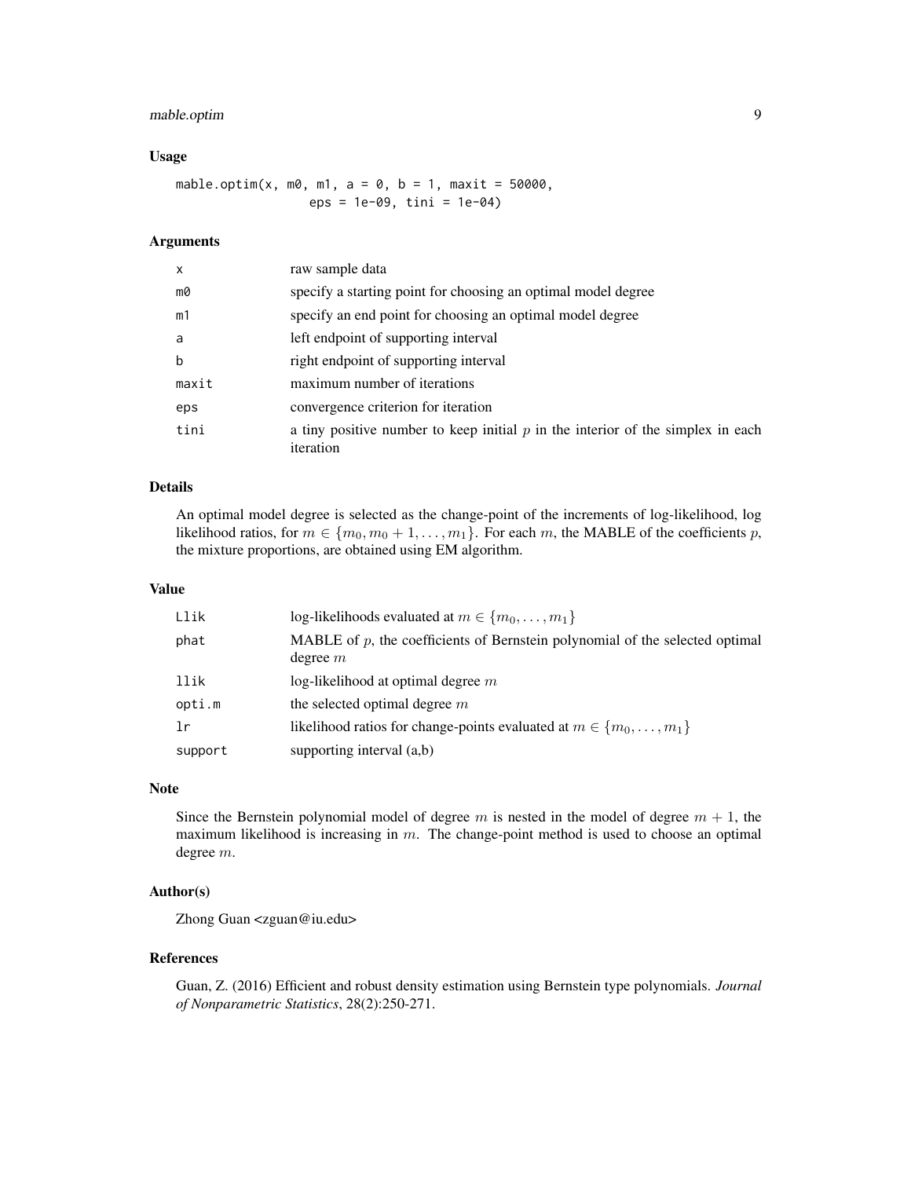### Usage

```
mable.optim(x, m0, m1, a = 0, b = 1, maxit = 50000,
                   eps = 1e-09, tini = 1e-04)
```

### Arguments

| | |
|---|---|
| x | raw sample data |
| m0 | specify a starting point for choosing an optimal model degree |
| m1 | specify an end point for choosing an optimal model degree |
| a | left endpoint of supporting interval |
| b | right endpoint of supporting interval |
| maxit | maximum number of iterations |
| eps | convergence criterion for iteration |
| tini | a tiny positive number to keep initial $p$ in the interior of the simplex in each iteration |

### Details

An optimal model degree is selected as the change-point of the increments of log-likelihood, log likelihood ratios, for $m \in \{m_0, m_0+1, \ldots, m_1\}$. For each $m$, the MABLE of the coefficients $p$, the mixture proportions, are obtained using EM algorithm.

### Value

| | |
|---|---|
| Llik | log-likelihoods evaluated at $m \in \{m_0, \ldots, m_1\}$ |
| phat | MABLE of $p$, the coefficients of Bernstein polynomial of the selected optimal degree $m$ |
| llik | log-likelihood at optimal degree $m$ |
| opti.m | the selected optimal degree $m$ |
| lr | likelihood ratios for change-points evaluated at $m \in \{m_0, \ldots, m_1\}$ |
| support | supporting interval (a,b) |

### Note

Since the Bernstein polynomial model of degree $m$ is nested in the model of degree $m+1$, the maximum likelihood is increasing in $m$. The change-point method is used to choose an optimal degree $m$.

### Author(s)

Zhong Guan <zguan@iu.edu>

### References

Guan, Z. (2016) Efficient and robust density estimation using Bernstein type polynomials. *Journal of Nonparametric Statistics*, 28(2):250-271.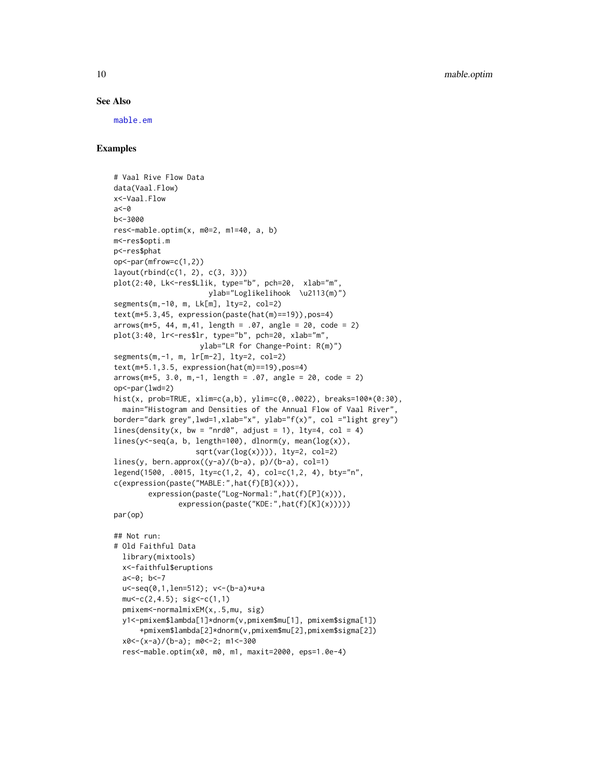## See Also

mable.em

## Examples

```
# Vaal Rive Flow Data
data(Vaal.Flow)
x<-Vaal.Flow
a<-0
b<-3000
res<-mable.optim(x, m0=2, m1=40, a, b)
m<-res$opti.m
p<-res$phat
op<-par(mfrow=c(1,2))
layout(rbind(c(1, 2), c(3, 3)))
plot(2:40, Lk<-res$Llik, type="b", pch=20,  xlab="m",
                      ylab="Loglikelihook  \u2113(m)")
segments(m,-10, m, Lk[m], lty=2, col=2)
text(m+5.3,45, expression(paste(hat(m)==19)),pos=4)
arrows(m+5, 44, m,41, length = .07, angle = 20, code = 2)
plot(3:40, lr<-res$lr, type="b", pch=20, xlab="m",
                    ylab="LR for Change-Point: R(m)")
segments(m,-1, m, lr[m-2], lty=2, col=2)
text(m+5.1,3.5, expression(hat(m)==19),pos=4)
arrows(m+5, 3.0, m,-1, length = .07, angle = 20, code = 2)
op<-par(lwd=2)
hist(x, prob=TRUE, xlim=c(a,b), ylim=c(0,.0022), breaks=100*(0:30),
  main="Histogram and Densities of the Annual Flow of Vaal River",
border="dark grey",lwd=1,xlab="x", ylab="f(x)", col ="light grey")
lines(density(x, bw = "nrd0", adjust = 1), lty=4, col = 4)
lines(y<-seq(a, b, length=100), dlnorm(y, mean(log(x)),
                  sqrt(var(log(x)))), lty=2, col=2)
lines(y, bern.approx((y-a)/(b-a), p)/(b-a), col=1)
legend(1500, .0015, lty=c(1,2, 4), col=c(1,2, 4), bty="n",
c(expression(paste("MABLE:",hat(f)[B](x))),
        expression(paste("Log-Normal:",hat(f)[P](x))),
               expression(paste("KDE:",hat(f)[K](x)))))
par(op)

## Not run:
# Old Faithful Data
  library(mixtools)
  x<-faithful$eruptions
  a<-0; b<-7
  u<-seq(0,1,len=512); v<-(b-a)*u+a
  mu<-c(2,4.5); sig<-c(1,1)
  pmixem<-normalmixEM(x,.5,mu, sig)
  y1<-pmixem$lambda[1]*dnorm(v,pmixem$mu[1], pmixem$sigma[1])
      +pmixem$lambda[2]*dnorm(v,pmixem$mu[2],pmixem$sigma[2])
  x0<-(x-a)/(b-a); m0<-2; m1<-300
  res<-mable.optim(x0, m0, m1, maxit=2000, eps=1.0e-4)
```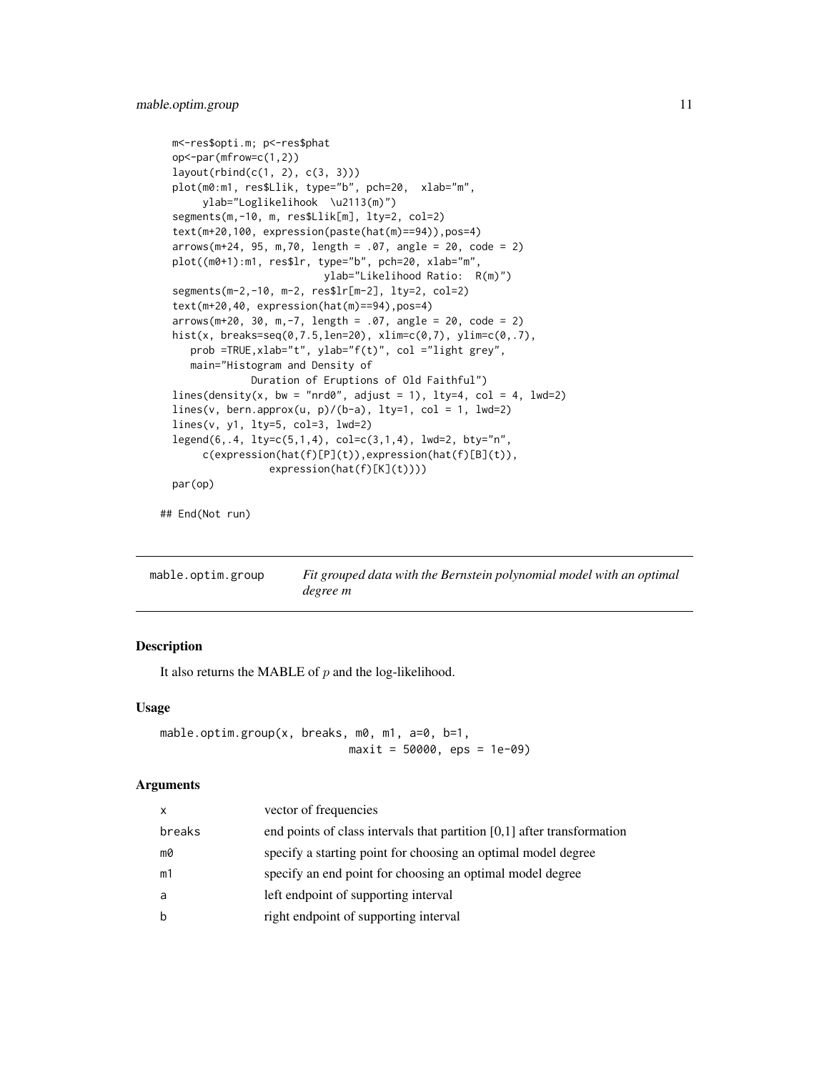```
m<-res$opti.m; p<-res$phat
op<-par(mfrow=c(1,2))
layout(rbind(c(1, 2), c(3, 3)))
plot(m0:m1, res$Llik, type="b", pch=20,  xlab="m",
     ylab="Loglikelihook  \u2113(m)")
segments(m,-10, m, res$Llik[m], lty=2, col=2)
text(m+20,100, expression(paste(hat(m)==94)),pos=4)
arrows(m+24, 95, m,70, length = .07, angle = 20, code = 2)
plot((m0+1):m1, res$lr, type="b", pch=20, xlab="m",
                         ylab="Likelihood Ratio:  R(m)")
segments(m-2,-10, m-2, res$lr[m-2], lty=2, col=2)
text(m+20,40, expression(hat(m)==94),pos=4)
arrows(m+20, 30, m,-7, length = .07, angle = 20, code = 2)
hist(x, breaks=seq(0,7.5,len=20), xlim=c(0,7), ylim=c(0,.7),
   prob =TRUE,xlab="t", ylab="f(t)", col ="light grey",
   main="Histogram and Density of
            Duration of Eruptions of Old Faithful")
lines(density(x, bw = "nrd0", adjust = 1), lty=4, col = 4, lwd=2)
lines(v, bern.approx(u, p)/(b-a), lty=1, col = 1, lwd=2)
lines(v, y1, lty=5, col=3, lwd=2)
legend(6,.4, lty=c(5,1,4), col=c(3,1,4), lwd=2, bty="n",
     c(expression(hat(f)[P](t)),expression(hat(f)[B](t)),
                expression(hat(f)[K](t))))
par(op)

## End(Not run)
```

## mable.optim.group — *Fit grouped data with the Bernstein polynomial model with an optimal degree m*

### Description

It also returns the MABLE of $p$ and the log-likelihood.

### Usage

```
mable.optim.group(x, breaks, m0, m1, a=0, b=1,
                           maxit = 50000, eps = 1e-09)
```

### Arguments

| | |
|---|---|
| x | vector of frequencies |
| breaks | end points of class intervals that partition [0,1] after transformation |
| m0 | specify a starting point for choosing an optimal model degree |
| m1 | specify an end point for choosing an optimal model degree |
| a | left endpoint of supporting interval |
| b | right endpoint of supporting interval |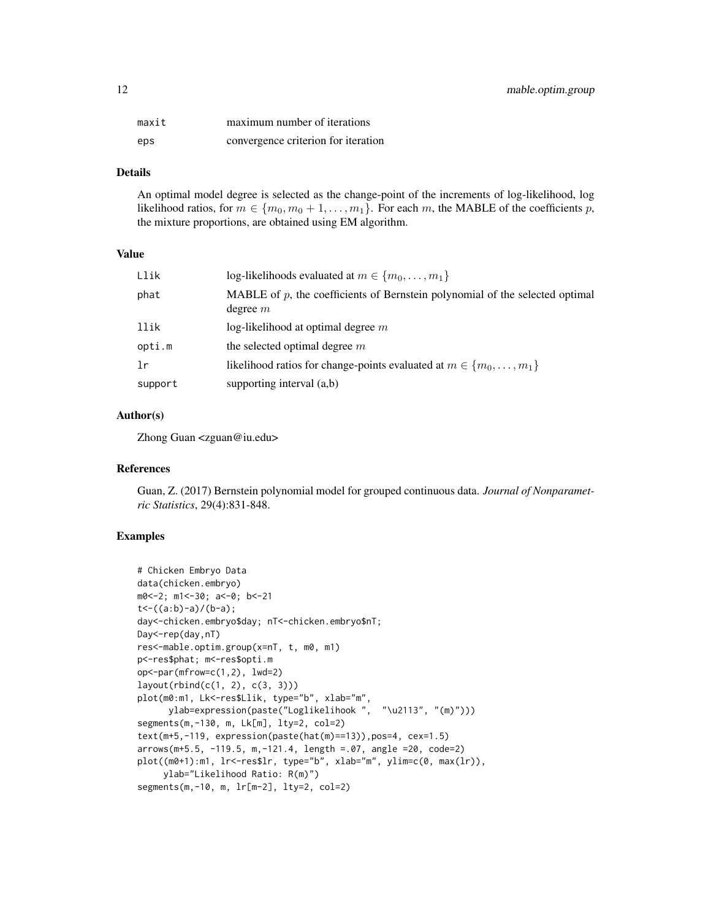| | |
|---|---|
| maxit | maximum number of iterations |
| eps | convergence criterion for iteration |

### Details

An optimal model degree is selected as the change-point of the increments of log-likelihood, log likelihood ratios, for $m \in \{m_0, m_0+1, \ldots, m_1\}$. For each $m$, the MABLE of the coefficients $p$, the mixture proportions, are obtained using EM algorithm.

### Value

| | |
|---|---|
| Llik | log-likelihoods evaluated at $m \in \{m_0, \ldots, m_1\}$ |
| phat | MABLE of $p$, the coefficients of Bernstein polynomial of the selected optimal degree $m$ |
| llik | log-likelihood at optimal degree $m$ |
| opti.m | the selected optimal degree $m$ |
| lr | likelihood ratios for change-points evaluated at $m \in \{m_0, \ldots, m_1\}$ |
| support | supporting interval (a,b) |

### Author(s)

Zhong Guan <zguan@iu.edu>

### References

Guan, Z. (2017) Bernstein polynomial model for grouped continuous data. *Journal of Nonparametric Statistics*, 29(4):831-848.

### Examples

```
# Chicken Embryo Data
data(chicken.embryo)
m0<-2; m1<-30; a<-0; b<-21
t<-((a:b)-a)/(b-a);
day<-chicken.embryo$day; nT<-chicken.embryo$nT;
Day<-rep(day,nT)
res<-mable.optim.group(x=nT, t, m0, m1)
p<-res$phat; m<-res$opti.m
op<-par(mfrow=c(1,2), lwd=2)
layout(rbind(c(1, 2), c(3, 3)))
plot(m0:m1, Lk<-res$Llik, type="b", xlab="m",
      ylab=expression(paste("Loglikelihook ",  "\u2113", "(m)")))
segments(m,-130, m, Lk[m], lty=2, col=2)
text(m+5,-119, expression(paste(hat(m)==13)),pos=4, cex=1.5)
arrows(m+5.5, -119.5, m,-121.4, length =.07, angle =20, code=2)
plot((m0+1):m1, lr<-res$lr, type="b", xlab="m", ylim=c(0, max(lr)),
     ylab="Likelihood Ratio: R(m)")
segments(m,-10, m, lr[m-2], lty=2, col=2)
```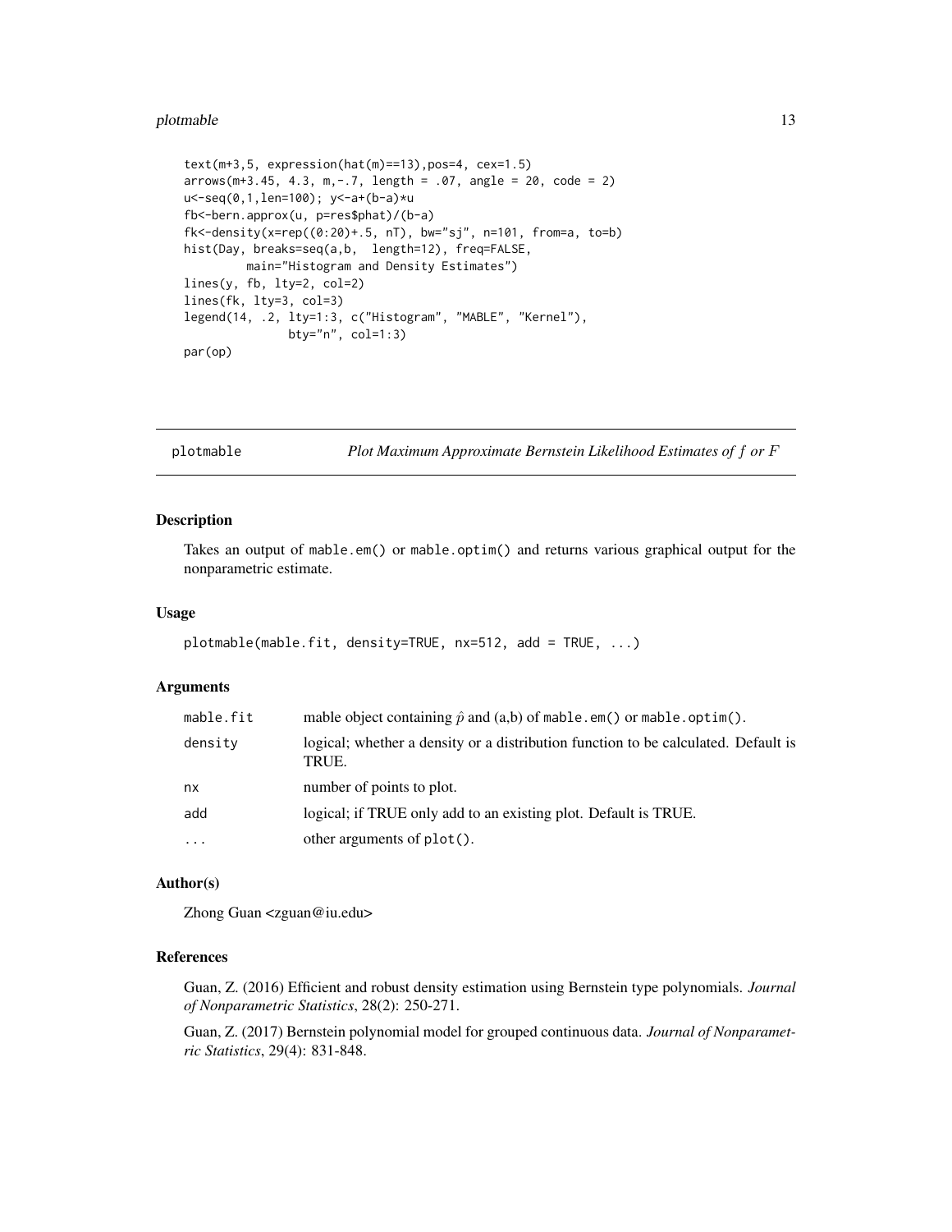```
text(m+3,5, expression(hat(m)==13),pos=4, cex=1.5)
arrows(m+3.45, 4.3, m,-.7, length = .07, angle = 20, code = 2)
u<-seq(0,1,len=100); y<-a+(b-a)*u
fb<-bern.approx(u, p=res$phat)/(b-a)
fk<-density(x=rep((0:20)+.5, nT), bw="sj", n=101, from=a, to=b)
hist(Day, breaks=seq(a,b,  length=12), freq=FALSE,
         main="Histogram and Density Estimates")
lines(y, fb, lty=2, col=2)
lines(fk, lty=3, col=3)
legend(14, .2, lty=1:3, c("Histogram", "MABLE", "Kernel"),
               bty="n", col=1:3)
par(op)
```

## plotmable — *Plot Maximum Approximate Bernstein Likelihood Estimates of $f$ or $F$*

### Description

Takes an output of `mable.em()` or `mable.optim()` and returns various graphical output for the nonparametric estimate.

### Usage

```
plotmable(mable.fit, density=TRUE, nx=512, add = TRUE, ...)
```

### Arguments

| | |
|---|---|
| `mable.fit` | mable object containing $\hat{p}$ and (a,b) of `mable.em()` or `mable.optim()`. |
| `density` | logical; whether a density or a distribution function to be calculated. Default is TRUE. |
| `nx` | number of points to plot. |
| `add` | logical; if TRUE only add to an existing plot. Default is TRUE. |
| `...` | other arguments of `plot()`. |

### Author(s)

Zhong Guan <zguan@iu.edu>

### References

Guan, Z. (2016) Efficient and robust density estimation using Bernstein type polynomials. *Journal of Nonparametric Statistics*, 28(2): 250-271.

Guan, Z. (2017) Bernstein polynomial model for grouped continuous data. *Journal of Nonparametric Statistics*, 29(4): 831-848.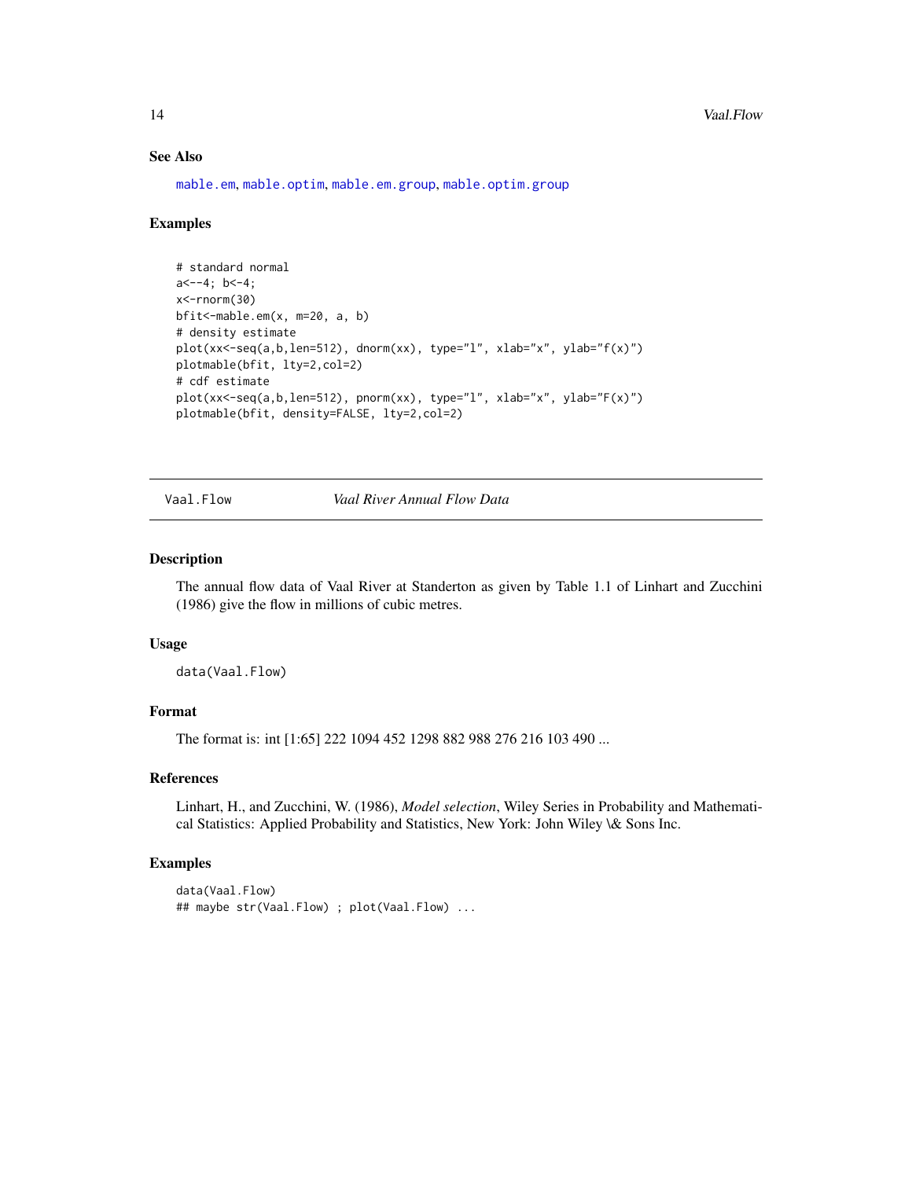## See Also

mable.em, mable.optim, mable.em.group, mable.optim.group

## Examples

```
# standard normal
a<--4; b<-4;
x<-rnorm(30)
bfit<-mable.em(x, m=20, a, b)
# density estimate
plot(xx<-seq(a,b,len=512), dnorm(xx), type="l", xlab="x", ylab="f(x)")
plotmable(bfit, lty=2,col=2)
# cdf estimate
plot(xx<-seq(a,b,len=512), pnorm(xx), type="l", xlab="x", ylab="F(x)")
plotmable(bfit, density=FALSE, lty=2,col=2)
```

---

# Vaal.Flow — *Vaal River Annual Flow Data*

## Description

The annual flow data of Vaal River at Standerton as given by Table 1.1 of Linhart and Zucchini (1986) give the flow in millions of cubic metres.

## Usage

```
data(Vaal.Flow)
```

## Format

The format is: int [1:65] 222 1094 452 1298 882 988 276 216 103 490 ...

## References

Linhart, H., and Zucchini, W. (1986), *Model selection*, Wiley Series in Probability and Mathematical Statistics: Applied Probability and Statistics, New York: John Wiley \& Sons Inc.

## Examples

```
data(Vaal.Flow)
## maybe str(Vaal.Flow) ; plot(Vaal.Flow) ...
```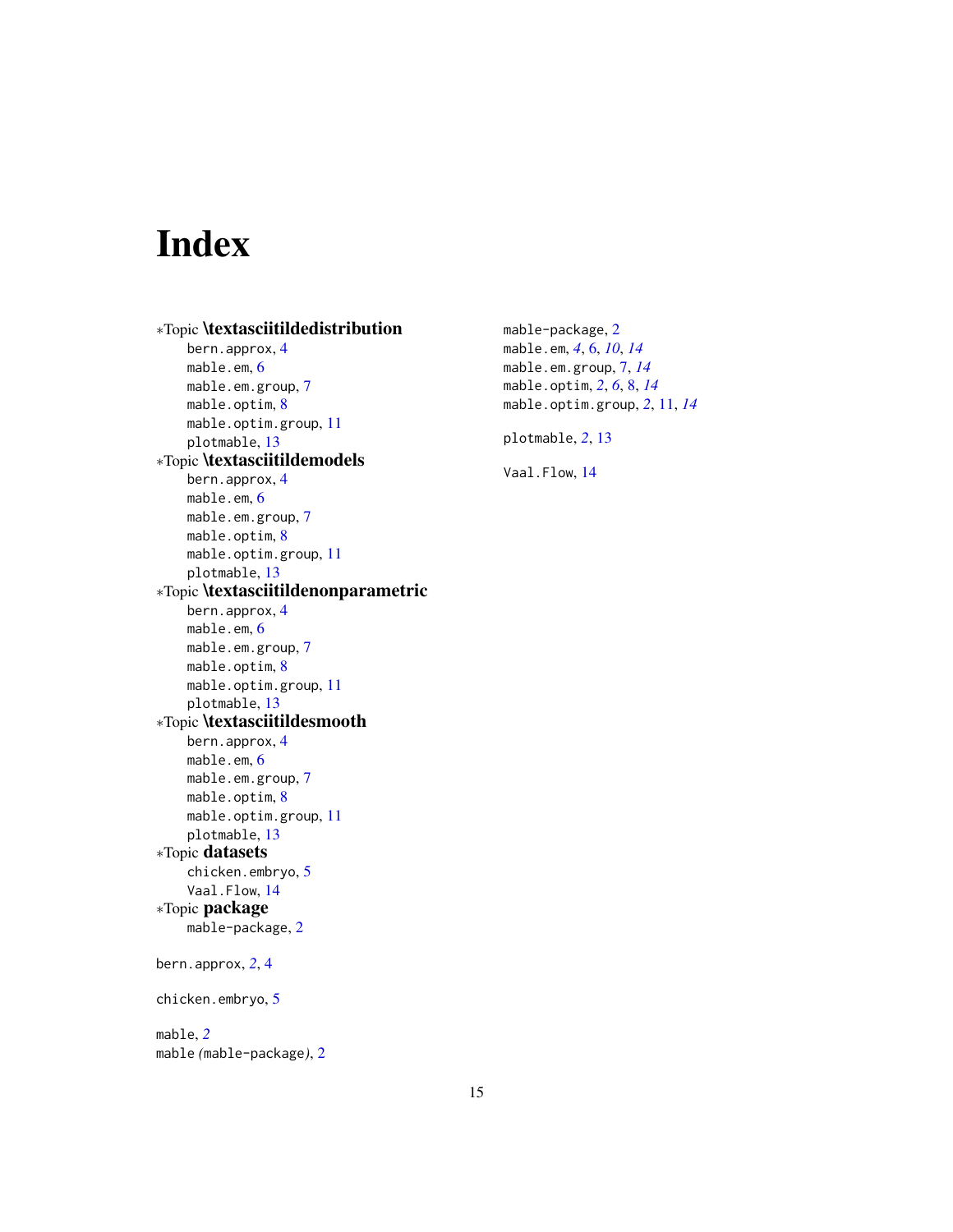# Index

∗Topic **\textasciitildedistribution**
- bern.approx, 4
- mable.em, 6
- mable.em.group, 7
- mable.optim, 8
- mable.optim.group, 11
- plotmable, 13

∗Topic **\textasciitildemodels**
- bern.approx, 4
- mable.em, 6
- mable.em.group, 7
- mable.optim, 8
- mable.optim.group, 11
- plotmable, 13

∗Topic **\textasciitildenonparametric**
- bern.approx, 4
- mable.em, 6
- mable.em.group, 7
- mable.optim, 8
- mable.optim.group, 11
- plotmable, 13

∗Topic **\textasciitildesmooth**
- bern.approx, 4
- mable.em, 6
- mable.em.group, 7
- mable.optim, 8
- mable.optim.group, 11
- plotmable, 13

∗Topic **datasets**
- chicken.embryo, 5
- Vaal.Flow, 14

∗Topic **package**
- mable-package, 2

bern.approx, *2*, 4

chicken.embryo, 5

mable, *2*
mable *(*mable-package*)*, 2
mable-package, 2
mable.em, *4*, 6, *10*, *14*
mable.em.group, 7, *14*
mable.optim, *2*, *6*, 8, *14*
mable.optim.group, *2*, 11, *14*

plotmable, *2*, 13

Vaal.Flow, 14